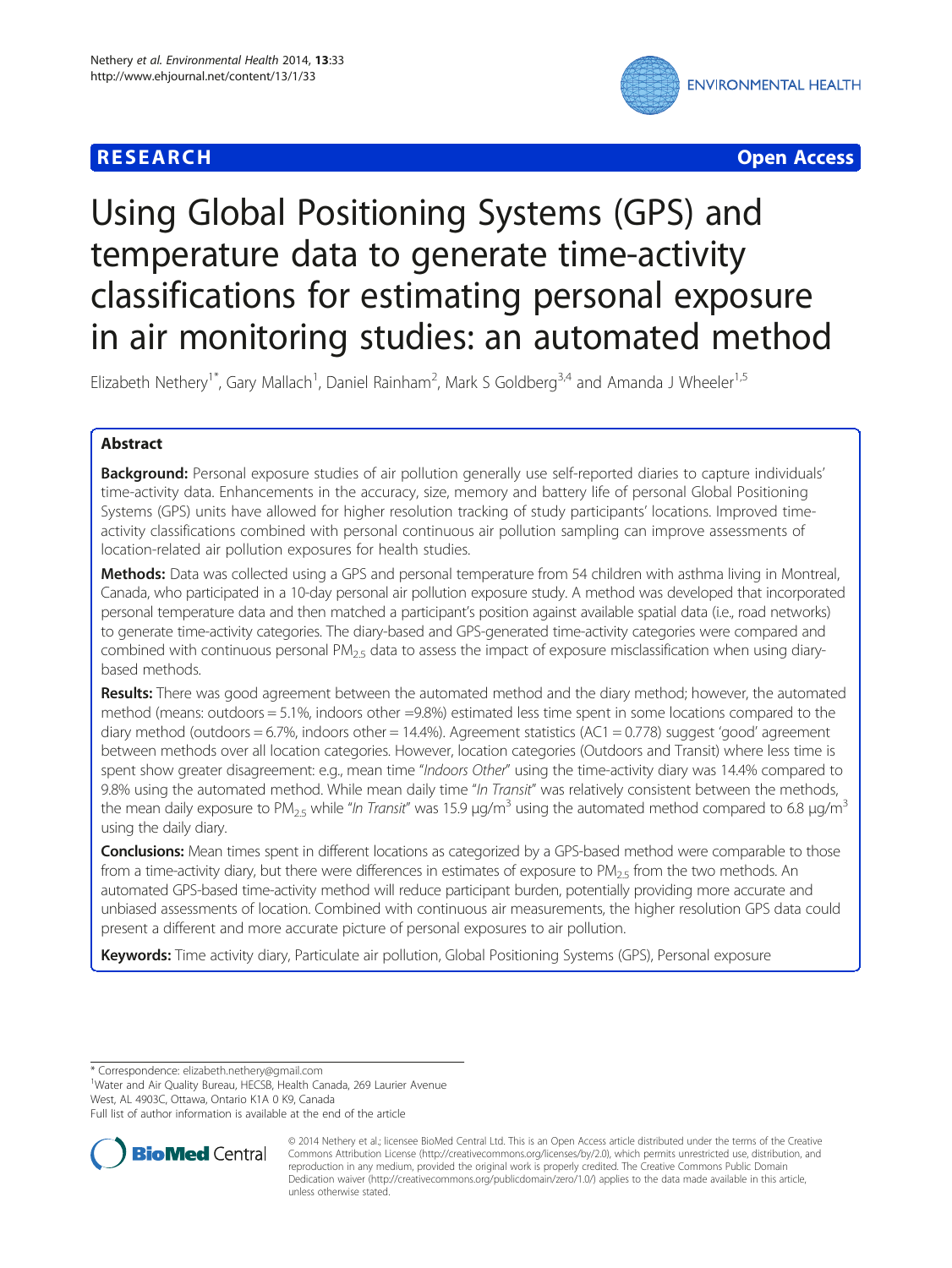**RESEARCH** **Open Access**

# Using Global Positioning Systems (GPS) and temperature data to generate time-activity classifications for estimating personal exposure in air monitoring studies: an automated method

Elizabeth Nethery[1*], Gary Mallach[1], Daniel Rainham[2], Mark S Goldberg[3,4] and Amanda J Wheeler[1,5]

## Abstract

**Background:** Personal exposure studies of air pollution generally use self-reported diaries to capture individuals' time-activity data. Enhancements in the accuracy, size, memory and battery life of personal Global Positioning Systems (GPS) units have allowed for higher resolution tracking of study participants' locations. Improved time-activity classifications combined with personal continuous air pollution sampling can improve assessments of location-related air pollution exposures for health studies.

**Methods:** Data was collected using a GPS and personal temperature from 54 children with asthma living in Montreal, Canada, who participated in a 10-day personal air pollution exposure study. A method was developed that incorporated personal temperature data and then matched a participant's position against available spatial data (i.e., road networks) to generate time-activity categories. The diary-based and GPS-generated time-activity categories were compared and combined with continuous personal $PM_{2.5}$ data to assess the impact of exposure misclassification when using diary-based methods.

**Results:** There was good agreement between the automated method and the diary method; however, the automated method (means: outdoors = 5.1%, indoors other =9.8%) estimated less time spent in some locations compared to the diary method (outdoors = 6.7%, indoors other = 14.4%). Agreement statistics (AC1 = 0.778) suggest 'good' agreement between methods over all location categories. However, location categories (Outdoors and Transit) where less time is spent show greater disagreement: e.g., mean time "*Indoors Other*" using the time-activity diary was 14.4% compared to 9.8% using the automated method. While mean daily time "*In Transit*" was relatively consistent between the methods, the mean daily exposure to $PM_{2.5}$ while "*In Transit*" was 15.9 μg/m$^3$ using the automated method compared to 6.8 μg/m$^3$ using the daily diary.

**Conclusions:** Mean times spent in different locations as categorized by a GPS-based method were comparable to those from a time-activity diary, but there were differences in estimates of exposure to $PM_{2.5}$ from the two methods. An automated GPS-based time-activity method will reduce participant burden, potentially providing more accurate and unbiased assessments of location. Combined with continuous air measurements, the higher resolution GPS data could present a different and more accurate picture of personal exposures to air pollution.

**Keywords:** Time activity diary, Particulate air pollution, Global Positioning Systems (GPS), Personal exposure

\* Correspondence: elizabeth.nethery@gmail.com
[1]Water and Air Quality Bureau, HECSB, Health Canada, 269 Laurier Avenue West, AL 4903C, Ottawa, Ontario K1A 0 K9, Canada
Full list of author information is available at the end of the article

© 2014 Nethery et al.; licensee BioMed Central Ltd. This is an Open Access article distributed under the terms of the Creative Commons Attribution License (http://creativecommons.org/licenses/by/2.0), which permits unrestricted use, distribution, and reproduction in any medium, provided the original work is properly credited. The Creative Commons Public Domain Dedication waiver (http://creativecommons.org/publicdomain/zero/1.0/) applies to the data made available in this article, unless otherwise stated.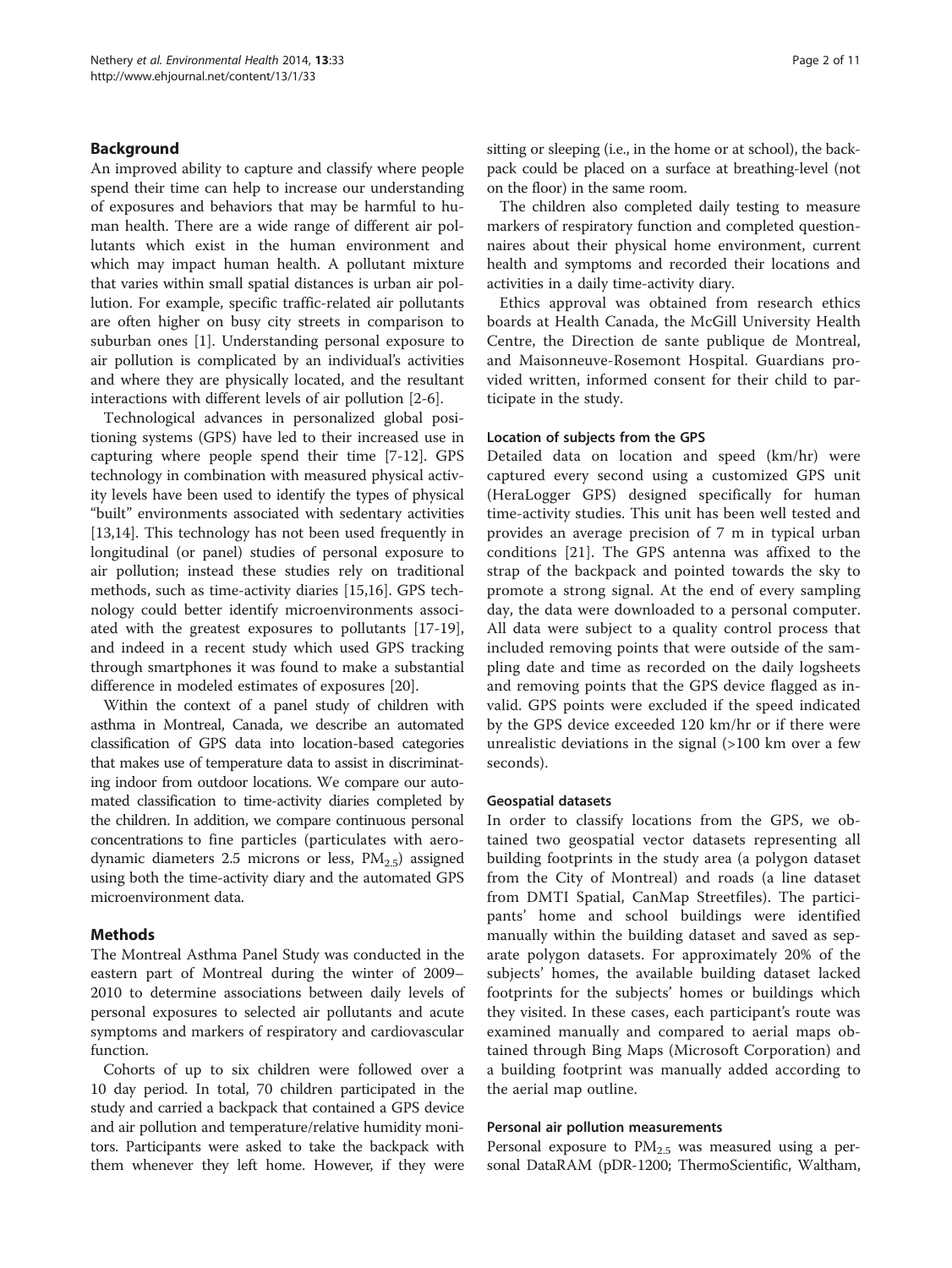## Background

An improved ability to capture and classify where people spend their time can help to increase our understanding of exposures and behaviors that may be harmful to human health. There are a wide range of different air pollutants which exist in the human environment and which may impact human health. A pollutant mixture that varies within small spatial distances is urban air pollution. For example, specific traffic-related air pollutants are often higher on busy city streets in comparison to suburban ones [1]. Understanding personal exposure to air pollution is complicated by an individual's activities and where they are physically located, and the resultant interactions with different levels of air pollution [2-6].

Technological advances in personalized global positioning systems (GPS) have led to their increased use in capturing where people spend their time [7-12]. GPS technology in combination with measured physical activity levels have been used to identify the types of physical "built" environments associated with sedentary activities [13,14]. This technology has not been used frequently in longitudinal (or panel) studies of personal exposure to air pollution; instead these studies rely on traditional methods, such as time-activity diaries [15,16]. GPS technology could better identify microenvironments associated with the greatest exposures to pollutants [17-19], and indeed in a recent study which used GPS tracking through smartphones it was found to make a substantial difference in modeled estimates of exposures [20].

Within the context of a panel study of children with asthma in Montreal, Canada, we describe an automated classification of GPS data into location-based categories that makes use of temperature data to assist in discriminating indoor from outdoor locations. We compare our automated classification to time-activity diaries completed by the children. In addition, we compare continuous personal concentrations to fine particles (particulates with aerodynamic diameters 2.5 microns or less, $PM_{2.5}$) assigned using both the time-activity diary and the automated GPS microenvironment data.

## Methods

The Montreal Asthma Panel Study was conducted in the eastern part of Montreal during the winter of 2009–2010 to determine associations between daily levels of personal exposures to selected air pollutants and acute symptoms and markers of respiratory and cardiovascular function.

Cohorts of up to six children were followed over a 10 day period. In total, 70 children participated in the study and carried a backpack that contained a GPS device and air pollution and temperature/relative humidity monitors. Participants were asked to take the backpack with them whenever they left home. However, if they were sitting or sleeping (i.e., in the home or at school), the backpack could be placed on a surface at breathing-level (not on the floor) in the same room.

The children also completed daily testing to measure markers of respiratory function and completed questionnaires about their physical home environment, current health and symptoms and recorded their locations and activities in a daily time-activity diary.

Ethics approval was obtained from research ethics boards at Health Canada, the McGill University Health Centre, the Direction de sante publique de Montreal, and Maisonneuve-Rosemont Hospital. Guardians provided written, informed consent for their child to participate in the study.

### Location of subjects from the GPS

Detailed data on location and speed (km/hr) were captured every second using a customized GPS unit (HeraLogger GPS) designed specifically for human time-activity studies. This unit has been well tested and provides an average precision of 7 m in typical urban conditions [21]. The GPS antenna was affixed to the strap of the backpack and pointed towards the sky to promote a strong signal. At the end of every sampling day, the data were downloaded to a personal computer. All data were subject to a quality control process that included removing points that were outside of the sampling date and time as recorded on the daily logsheets and removing points that the GPS device flagged as invalid. GPS points were excluded if the speed indicated by the GPS device exceeded 120 km/hr or if there were unrealistic deviations in the signal (>100 km over a few seconds).

### Geospatial datasets

In order to classify locations from the GPS, we obtained two geospatial vector datasets representing all building footprints in the study area (a polygon dataset from the City of Montreal) and roads (a line dataset from DMTI Spatial, CanMap Streetfiles). The participants' home and school buildings were identified manually within the building dataset and saved as separate polygon datasets. For approximately 20% of the subjects' homes, the available building dataset lacked footprints for the subjects' homes or buildings which they visited. In these cases, each participant's route was examined manually and compared to aerial maps obtained through Bing Maps (Microsoft Corporation) and a building footprint was manually added according to the aerial map outline.

### Personal air pollution measurements

Personal exposure to $PM_{2.5}$ was measured using a personal DataRAM (pDR-1200; ThermoScientific, Waltham,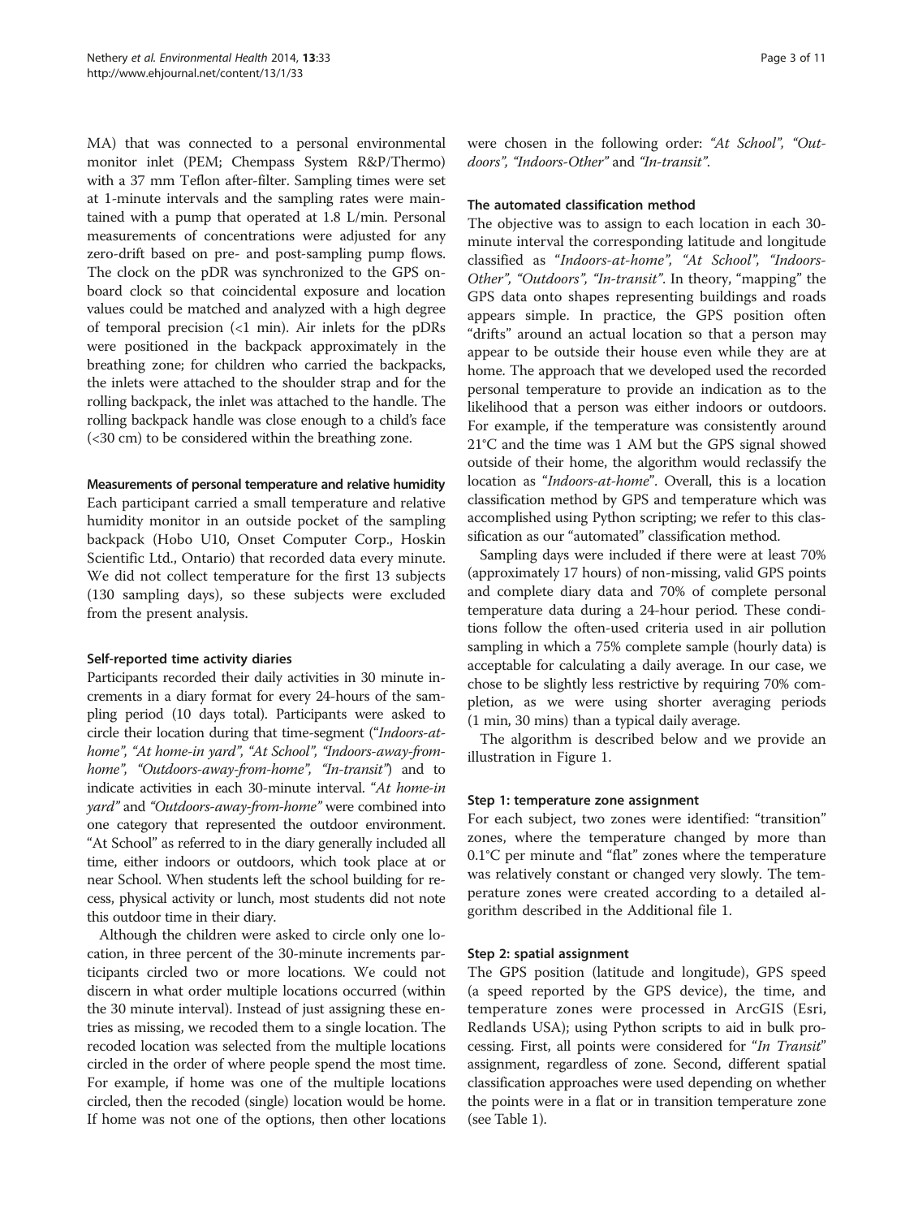MA) that was connected to a personal environmental monitor inlet (PEM; Chempass System R&P/Thermo) with a 37 mm Teflon after-filter. Sampling times were set at 1-minute intervals and the sampling rates were maintained with a pump that operated at 1.8 L/min. Personal measurements of concentrations were adjusted for any zero-drift based on pre- and post-sampling pump flows. The clock on the pDR was synchronized to the GPS onboard clock so that coincidental exposure and location values could be matched and analyzed with a high degree of temporal precision (<1 min). Air inlets for the pDRs were positioned in the backpack approximately in the breathing zone; for children who carried the backpacks, the inlets were attached to the shoulder strap and for the rolling backpack, the inlet was attached to the handle. The rolling backpack handle was close enough to a child's face (<30 cm) to be considered within the breathing zone.

#### Measurements of personal temperature and relative humidity

Each participant carried a small temperature and relative humidity monitor in an outside pocket of the sampling backpack (Hobo U10, Onset Computer Corp., Hoskin Scientific Ltd., Ontario) that recorded data every minute. We did not collect temperature for the first 13 subjects (130 sampling days), so these subjects were excluded from the present analysis.

#### Self-reported time activity diaries

Participants recorded their daily activities in 30 minute increments in a diary format for every 24-hours of the sampling period (10 days total). Participants were asked to circle their location during that time-segment (*"Indoors-at-home", "At home-in yard", "At School", "Indoors-away-from-home", "Outdoors-away-from-home", "In-transit"*) and to indicate activities in each 30-minute interval. *"At home-in yard"* and *"Outdoors-away-from-home"* were combined into one category that represented the outdoor environment. "At School" as referred to in the diary generally included all time, either indoors or outdoors, which took place at or near School. When students left the school building for recess, physical activity or lunch, most students did not note this outdoor time in their diary.

Although the children were asked to circle only one location, in three percent of the 30-minute increments participants circled two or more locations. We could not discern in what order multiple locations occurred (within the 30 minute interval). Instead of just assigning these entries as missing, we recoded them to a single location. The recoded location was selected from the multiple locations circled in the order of where people spend the most time. For example, if home was one of the multiple locations circled, then the recoded (single) location would be home. If home was not one of the options, then other locations were chosen in the following order: *"At School", "Outdoors", "Indoors-Other"* and *"In-transit"*.

### The automated classification method

The objective was to assign to each location in each 30-minute interval the corresponding latitude and longitude classified as "*Indoors-at-home*", "*At School*", "*Indoors-Other*", "*Outdoors*", "*In-transit*". In theory, "mapping" the GPS data onto shapes representing buildings and roads appears simple. In practice, the GPS position often "drifts" around an actual location so that a person may appear to be outside their house even while they are at home. The approach that we developed used the recorded personal temperature to provide an indication as to the likelihood that a person was either indoors or outdoors. For example, if the temperature was consistently around 21°C and the time was 1 AM but the GPS signal showed outside of their home, the algorithm would reclassify the location as "*Indoors-at-home*". Overall, this is a location classification method by GPS and temperature which was accomplished using Python scripting; we refer to this classification as our "automated" classification method.

Sampling days were included if there were at least 70% (approximately 17 hours) of non-missing, valid GPS points and complete diary data and 70% of complete personal temperature data during a 24-hour period. These conditions follow the often-used criteria used in air pollution sampling in which a 75% complete sample (hourly data) is acceptable for calculating a daily average. In our case, we chose to be slightly less restrictive by requiring 70% completion, as we were using shorter averaging periods (1 min, 30 mins) than a typical daily average.

The algorithm is described below and we provide an illustration in Figure 1.

#### Step 1: temperature zone assignment

For each subject, two zones were identified: "transition" zones, where the temperature changed by more than 0.1°C per minute and "flat" zones where the temperature was relatively constant or changed very slowly. The temperature zones were created according to a detailed algorithm described in the Additional file 1.

#### Step 2: spatial assignment

The GPS position (latitude and longitude), GPS speed (a speed reported by the GPS device), the time, and temperature zones were processed in ArcGIS (Esri, Redlands USA); using Python scripts to aid in bulk processing. First, all points were considered for "*In Transit*" assignment, regardless of zone. Second, different spatial classification approaches were used depending on whether the points were in a flat or in transition temperature zone (see Table 1).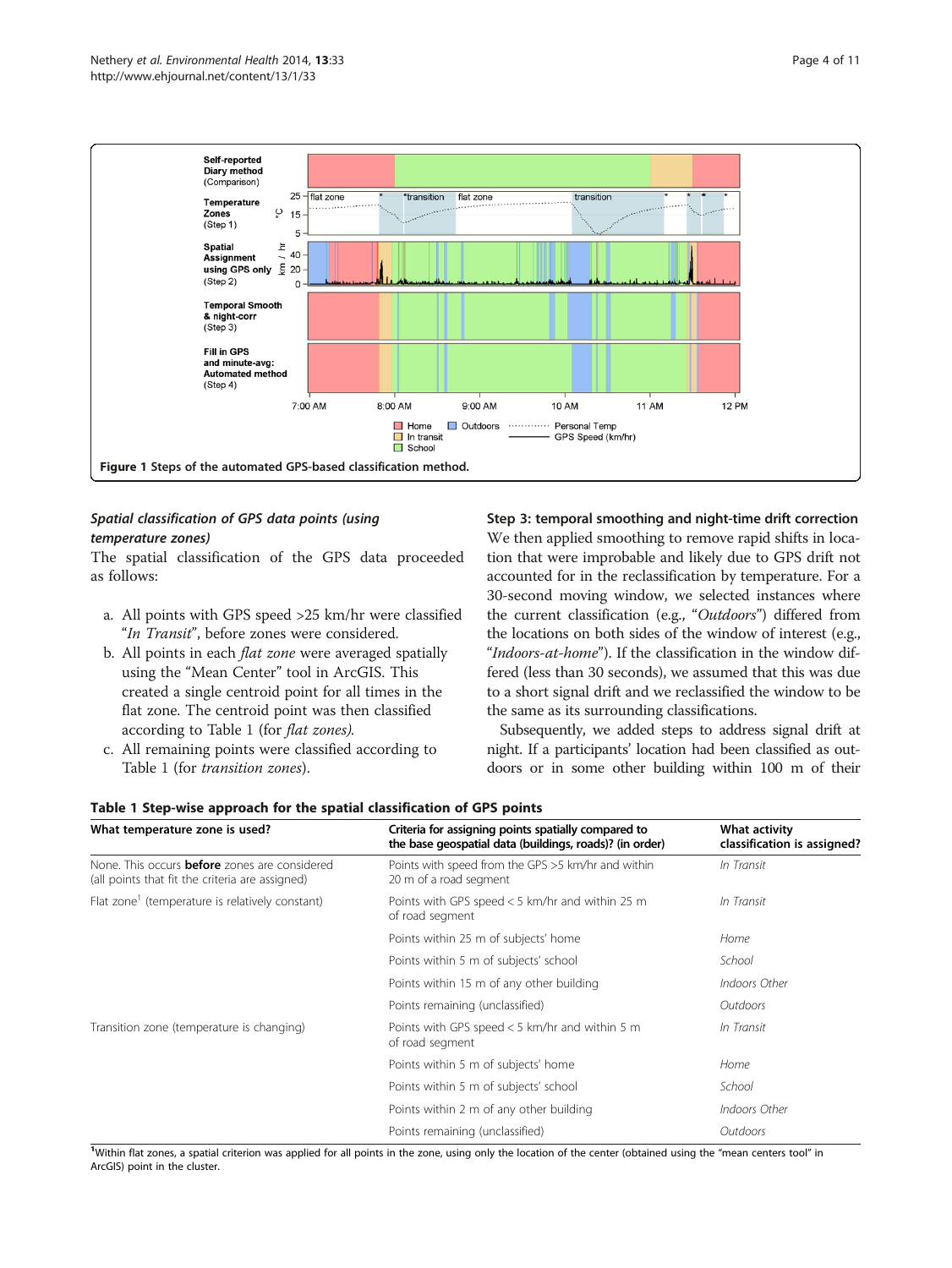Figure 1 Steps of the automated GPS-based classification method.

### *Spatial classification of GPS data points (using temperature zones)*

The spatial classification of the GPS data proceeded as follows:

a. All points with GPS speed >25 km/hr were classified "*In Transit*", before zones were considered.
b. All points in each *flat zone* were averaged spatially using the "Mean Center" tool in ArcGIS. This created a single centroid point for all times in the flat zone. The centroid point was then classified according to Table 1 (for *flat zones).*
c. All remaining points were classified according to Table 1 (for *transition zones*).

**Step 3: temporal smoothing and night-time drift correction**

We then applied smoothing to remove rapid shifts in location that were improbable and likely due to GPS drift not accounted for in the reclassification by temperature. For a 30-second moving window, we selected instances where the current classification (e.g., "*Outdoors*") differed from the locations on both sides of the window of interest (e.g., "*Indoors-at-home*"). If the classification in the window differed (less than 30 seconds), we assumed that this was due to a short signal drift and we reclassified the window to be the same as its surrounding classifications.

Subsequently, we added steps to address signal drift at night. If a participants' location had been classified as outdoors or in some other building within 100 m of their

**Table 1 Step-wise approach for the spatial classification of GPS points**

| What temperature zone is used? | Criteria for assigning points spatially compared to the base geospatial data (buildings, roads)? (in order) | What activity classification is assigned? |
|---|---|---|
| None. This occurs **before** zones are considered (all points that fit the criteria are assigned) | Points with speed from the GPS >5 km/hr and within 20 m of a road segment | *In Transit* |
| Flat zone[1] (temperature is relatively constant) | Points with GPS speed < 5 km/hr and within 25 m of road segment | *In Transit* |
| | Points within 25 m of subjects' home | *Home* |
| | Points within 5 m of subjects' school | *School* |
| | Points within 15 m of any other building | *Indoors Other* |
| | Points remaining (unclassified) | *Outdoors* |
| Transition zone (temperature is changing) | Points with GPS speed < 5 km/hr and within 5 m of road segment | *In Transit* |
| | Points within 5 m of subjects' home | *Home* |
| | Points within 5 m of subjects' school | *School* |
| | Points within 2 m of any other building | *Indoors Other* |
| | Points remaining (unclassified) | *Outdoors* |

[1]Within flat zones, a spatial criterion was applied for all points in the zone, using only the location of the center (obtained using the "mean centers tool" in ArcGIS) point in the cluster.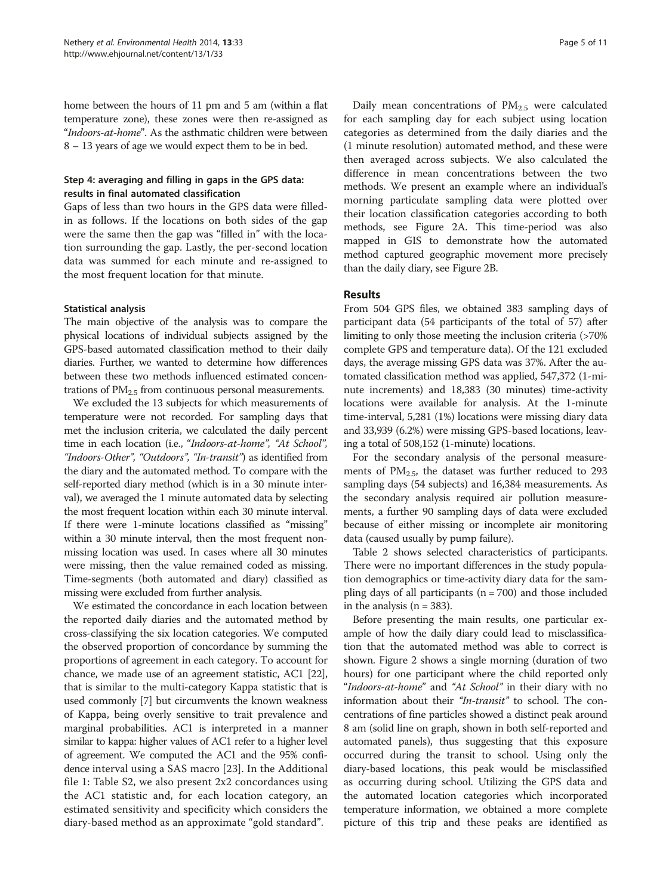home between the hours of 11 pm and 5 am (within a flat temperature zone), these zones were then re-assigned as "*Indoors-at-home*". As the asthmatic children were between 8 – 13 years of age we would expect them to be in bed.

#### Step 4: averaging and filling in gaps in the GPS data: results in final automated classification

Gaps of less than two hours in the GPS data were filled-in as follows. If the locations on both sides of the gap were the same then the gap was "filled in" with the location surrounding the gap. Lastly, the per-second location data was summed for each minute and re-assigned to the most frequent location for that minute.

### Statistical analysis

The main objective of the analysis was to compare the physical locations of individual subjects assigned by the GPS-based automated classification method to their daily diaries. Further, we wanted to determine how differences between these two methods influenced estimated concentrations of $PM_{2.5}$ from continuous personal measurements.

We excluded the 13 subjects for which measurements of temperature were not recorded. For sampling days that met the inclusion criteria, we calculated the daily percent time in each location (i.e., "*Indoors-at-home*", "*At School*", "*Indoors-Other*", "*Outdoors*", "*In-transit*") as identified from the diary and the automated method. To compare with the self-reported diary method (which is in a 30 minute interval), we averaged the 1 minute automated data by selecting the most frequent location within each 30 minute interval. If there were 1-minute locations classified as "missing" within a 30 minute interval, then the most frequent non-missing location was used. In cases where all 30 minutes were missing, then the value remained coded as missing. Time-segments (both automated and diary) classified as missing were excluded from further analysis.

We estimated the concordance in each location between the reported daily diaries and the automated method by cross-classifying the six location categories. We computed the observed proportion of concordance by summing the proportions of agreement in each category. To account for chance, we made use of an agreement statistic, AC1 [22], that is similar to the multi-category Kappa statistic that is used commonly [7] but circumvents the known weakness of Kappa, being overly sensitive to trait prevalence and marginal probabilities. AC1 is interpreted in a manner similar to kappa: higher values of AC1 refer to a higher level of agreement. We computed the AC1 and the 95% confidence interval using a SAS macro [23]. In the Additional file 1: Table S2, we also present 2x2 concordances using the AC1 statistic and, for each location category, an estimated sensitivity and specificity which considers the diary-based method as an approximate "gold standard".

Daily mean concentrations of $PM_{2.5}$ were calculated for each sampling day for each subject using location categories as determined from the daily diaries and the (1 minute resolution) automated method, and these were then averaged across subjects. We also calculated the difference in mean concentrations between the two methods. We present an example where an individual's morning particulate sampling data were plotted over their location classification categories according to both methods, see Figure 2A. This time-period was also mapped in GIS to demonstrate how the automated method captured geographic movement more precisely than the daily diary, see Figure 2B.

## Results

From 504 GPS files, we obtained 383 sampling days of participant data (54 participants of the total of 57) after limiting to only those meeting the inclusion criteria (>70% complete GPS and temperature data). Of the 121 excluded days, the average missing GPS data was 37%. After the automated classification method was applied, 547,372 (1-minute increments) and 18,383 (30 minutes) time-activity locations were available for analysis. At the 1-minute time-interval, 5,281 (1%) locations were missing diary data and 33,939 (6.2%) were missing GPS-based locations, leaving a total of 508,152 (1-minute) locations.

For the secondary analysis of the personal measurements of $PM_{2.5}$, the dataset was further reduced to 293 sampling days (54 subjects) and 16,384 measurements. As the secondary analysis required air pollution measurements, a further 90 sampling days of data were excluded because of either missing or incomplete air monitoring data (caused usually by pump failure).

Table 2 shows selected characteristics of participants. There were no important differences in the study population demographics or time-activity diary data for the sampling days of all participants (n = 700) and those included in the analysis (n = 383).

Before presenting the main results, one particular example of how the daily diary could lead to misclassification that the automated method was able to correct is shown. Figure 2 shows a single morning (duration of two hours) for one participant where the child reported only "*Indoors-at-home*" and *"At School"* in their diary with no information about their *"In-transit"* to school. The concentrations of fine particles showed a distinct peak around 8 am (solid line on graph, shown in both self-reported and automated panels), thus suggesting that this exposure occurred during the transit to school. Using only the diary-based locations, this peak would be misclassified as occurring during school. Utilizing the GPS data and the automated location categories which incorporated temperature information, we obtained a more complete picture of this trip and these peaks are identified as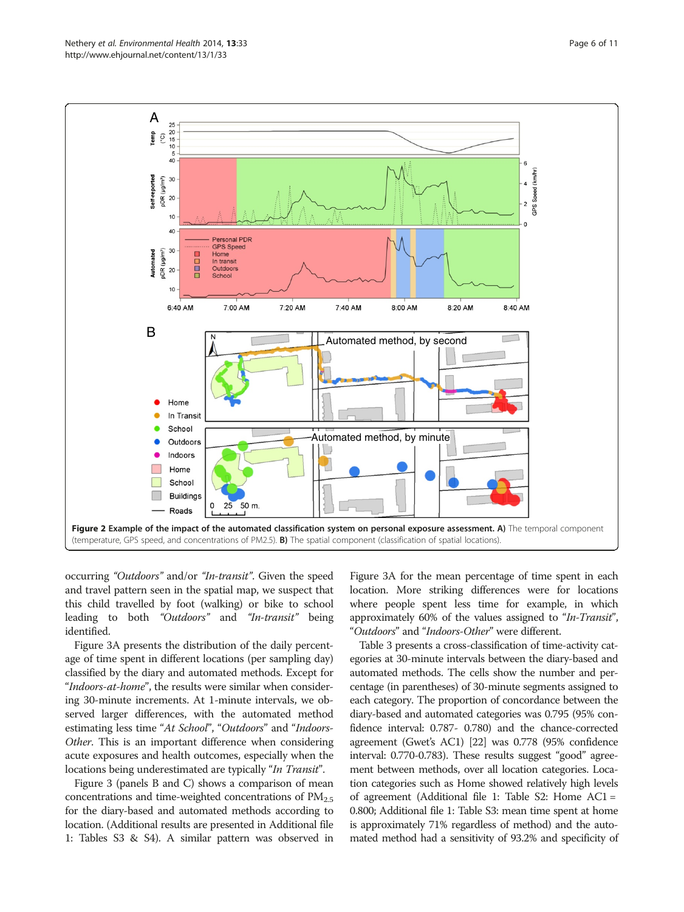**Figure 2 Example of the impact of the automated classification system on personal exposure assessment. A)** The temporal component (temperature, GPS speed, and concentrations of PM2.5). **B)** The spatial component (classification of spatial locations).

occurring *"Outdoors"* and/or *"In-transit"*. Given the speed and travel pattern seen in the spatial map, we suspect that this child travelled by foot (walking) or bike to school leading to both *"Outdoors"* and *"In-transit"* being identified.

Figure 3A presents the distribution of the daily percentage of time spent in different locations (per sampling day) classified by the diary and automated methods. Except for "*Indoors-at-home*", the results were similar when considering 30-minute increments. At 1-minute intervals, we observed larger differences, with the automated method estimating less time "*At School*", "*Outdoors*" and "*Indoors-Other*. This is an important difference when considering acute exposures and health outcomes, especially when the locations being underestimated are typically "*In Transit*".

Figure 3 (panels B and C) shows a comparison of mean concentrations and time-weighted concentrations of $PM_{2.5}$ for the diary-based and automated methods according to location. (Additional results are presented in Additional file 1: Tables S3 & S4). A similar pattern was observed in Figure 3A for the mean percentage of time spent in each location. More striking differences were for locations where people spent less time for example, in which approximately 60% of the values assigned to "*In-Transit*", "*Outdoors*" and "*Indoors-Other*" were different.

Table 3 presents a cross-classification of time-activity categories at 30-minute intervals between the diary-based and automated methods. The cells show the number and percentage (in parentheses) of 30-minute segments assigned to each category. The proportion of concordance between the diary-based and automated categories was 0.795 (95% confidence interval: 0.787- 0.780) and the chance-corrected agreement (Gwet's AC1) [22] was 0.778 (95% confidence interval: 0.770-0.783). These results suggest "good" agreement between methods, over all location categories. Location categories such as Home showed relatively high levels of agreement (Additional file 1: Table S2: Home AC1 = 0.800; Additional file 1: Table S3: mean time spent at home is approximately 71% regardless of method) and the automated method had a sensitivity of 93.2% and specificity of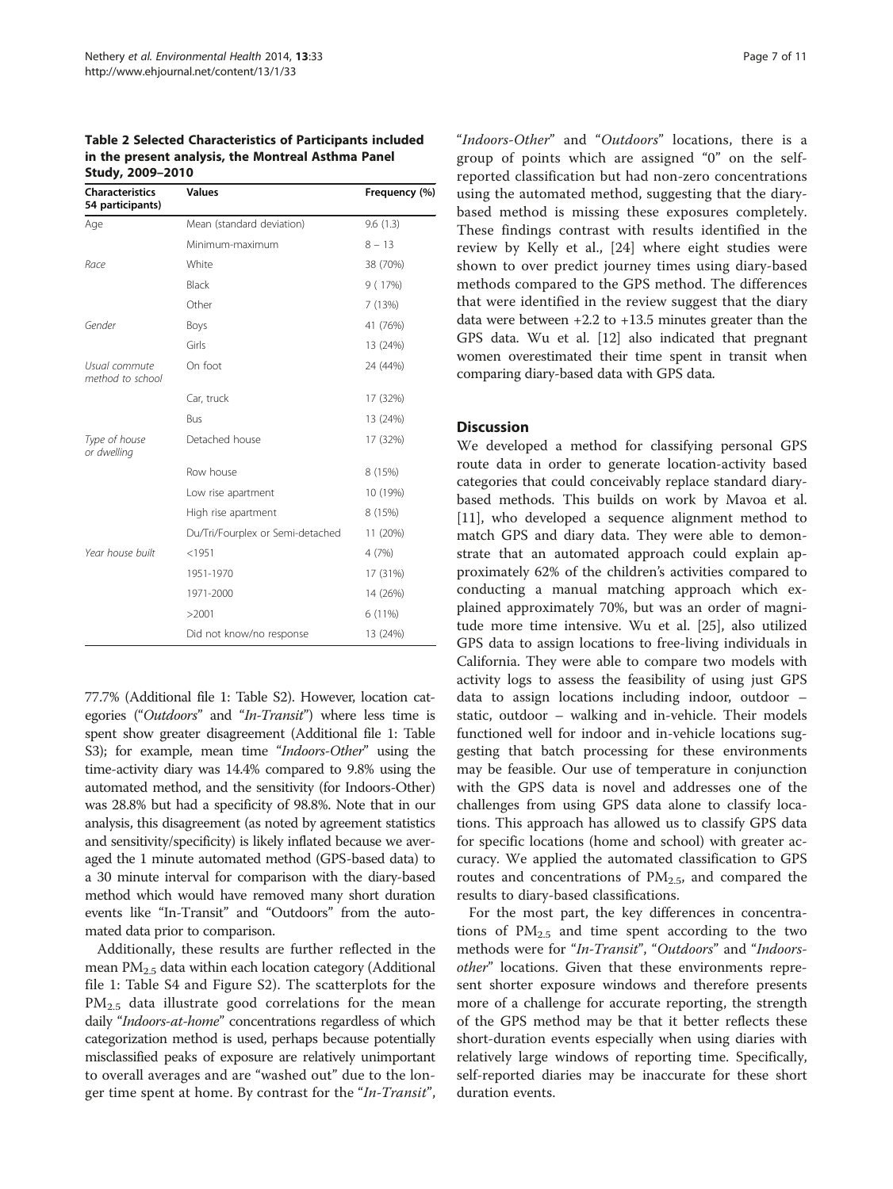**Table 2 Selected Characteristics of Participants included in the present analysis, the Montreal Asthma Panel Study, 2009–2010**

| Characteristics 54 participants) | Values | Frequency (%) |
|---|---|---|
| *Age* | Mean (standard deviation) | 9.6 (1.3) |
| | Minimum-maximum | 8 – 13 |
| *Race* | White | 38 (70%) |
| | Black | 9 ( 17%) |
| | Other | 7 (13%) |
| *Gender* | Boys | 41 (76%) |
| | Girls | 13 (24%) |
| *Usual commute method to school* | On foot | 24 (44%) |
| | Car, truck | 17 (32%) |
| | Bus | 13 (24%) |
| *Type of house or dwelling* | Detached house | 17 (32%) |
| | Row house | 8 (15%) |
| | Low rise apartment | 10 (19%) |
| | High rise apartment | 8 (15%) |
| | Du/Tri/Fourplex or Semi-detached | 11 (20%) |
| *Year house built* | <1951 | 4 (7%) |
| | 1951-1970 | 17 (31%) |
| | 1971-2000 | 14 (26%) |
| | >2001 | 6 (11%) |
| | Did not know/no response | 13 (24%) |

77.7% (Additional file 1: Table S2). However, location categories ("*Outdoors*" and "*In-Transit*") where less time is spent show greater disagreement (Additional file 1: Table S3); for example, mean time "*Indoors-Other*" using the time-activity diary was 14.4% compared to 9.8% using the automated method, and the sensitivity (for Indoors-Other) was 28.8% but had a specificity of 98.8%. Note that in our analysis, this disagreement (as noted by agreement statistics and sensitivity/specificity) is likely inflated because we averaged the 1 minute automated method (GPS-based data) to a 30 minute interval for comparison with the diary-based method which would have removed many short duration events like "In-Transit" and "Outdoors" from the automated data prior to comparison.

Additionally, these results are further reflected in the mean $PM_{2.5}$ data within each location category (Additional file 1: Table S4 and Figure S2). The scatterplots for the $PM_{2.5}$ data illustrate good correlations for the mean daily "*Indoors-at-home*" concentrations regardless of which categorization method is used, perhaps because potentially misclassified peaks of exposure are relatively unimportant to overall averages and are "washed out" due to the longer time spent at home. By contrast for the "*In-Transit*", "*Indoors-Other*" and "*Outdoors*" locations, there is a group of points which are assigned "0" on the self-reported classification but had non-zero concentrations using the automated method, suggesting that the diary-based method is missing these exposures completely. These findings contrast with results identified in the review by Kelly et al., [24] where eight studies were shown to over predict journey times using diary-based methods compared to the GPS method. The differences that were identified in the review suggest that the diary data were between +2.2 to +13.5 minutes greater than the GPS data. Wu et al. [12] also indicated that pregnant women overestimated their time spent in transit when comparing diary-based data with GPS data.

## Discussion

We developed a method for classifying personal GPS route data in order to generate location-activity based categories that could conceivably replace standard diary-based methods. This builds on work by Mavoa et al. [11], who developed a sequence alignment method to match GPS and diary data. They were able to demonstrate that an automated approach could explain approximately 62% of the children's activities compared to conducting a manual matching approach which explained approximately 70%, but was an order of magnitude more time intensive. Wu et al. [25], also utilized GPS data to assign locations to free-living individuals in California. They were able to compare two models with activity logs to assess the feasibility of using just GPS data to assign locations including indoor, outdoor – static, outdoor – walking and in-vehicle. Their models functioned well for indoor and in-vehicle locations suggesting that batch processing for these environments may be feasible. Our use of temperature in conjunction with the GPS data is novel and addresses one of the challenges from using GPS data alone to classify locations. This approach has allowed us to classify GPS data for specific locations (home and school) with greater accuracy. We applied the automated classification to GPS routes and concentrations of $PM_{2.5}$, and compared the results to diary-based classifications.

For the most part, the key differences in concentrations of $PM_{2.5}$ and time spent according to the two methods were for "*In-Transit*", "*Outdoors*" and "*Indoors-other*" locations. Given that these environments represent shorter exposure windows and therefore presents more of a challenge for accurate reporting, the strength of the GPS method may be that it better reflects these short-duration events especially when using diaries with relatively large windows of reporting time. Specifically, self-reported diaries may be inaccurate for these short duration events.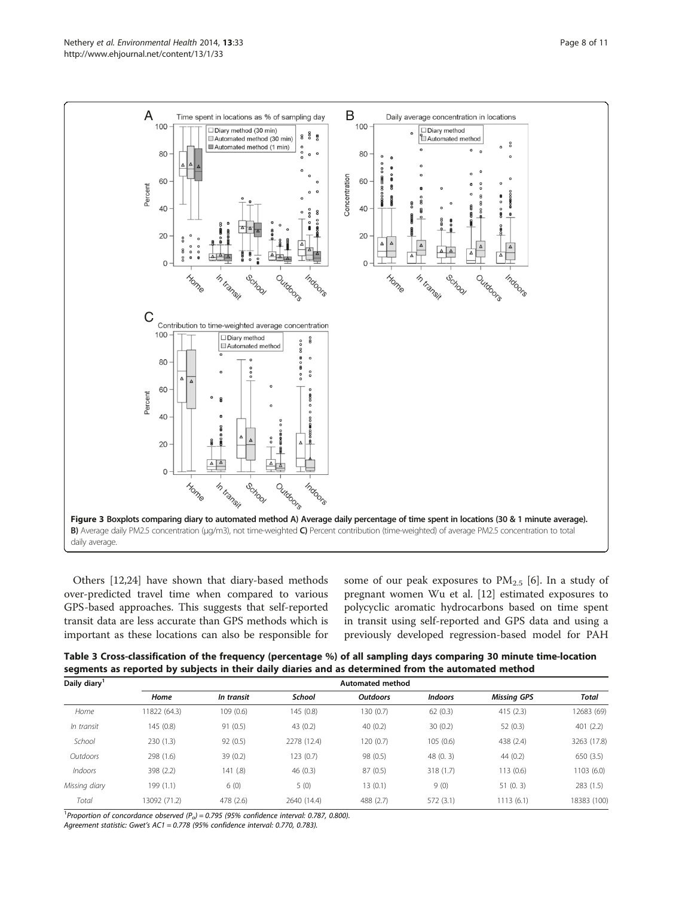Figure 3 Boxplots comparing diary to automated method A) Average daily percentage of time spent in locations (30 & 1 minute average). B) Average daily PM2.5 concentration (µg/m3), not time-weighted C) Percent contribution (time-weighted) of average PM2.5 concentration to total daily average.

Others [12,24] have shown that diary-based methods over-predicted travel time when compared to various GPS-based approaches. This suggests that self-reported transit data are less accurate than GPS methods which is important as these locations can also be responsible for some of our peak exposures to $PM_{2.5}$ [6]. In a study of pregnant women Wu et al. [12] estimated exposures to polycyclic aromatic hydrocarbons based on time spent in transit using self-reported and GPS data and using a previously developed regression-based model for PAH

**Table 3 Cross-classification of the frequency (percentage %) of all sampling days comparing 30 minute time-location segments as reported by subjects in their daily diaries and as determined from the automated method**

| Daily diary[1] | Automated method | | | | | | |
|---|---|---|---|---|---|---|---|
| | *Home* | *In transit* | *School* | *Outdoors* | *Indoors* | *Missing GPS* | *Total* |
| *Home* | 11822 (64.3) | 109 (0.6) | 145 (0.8) | 130 (0.7) | 62 (0.3) | 415 (2.3) | 12683 (69) |
| *In transit* | 145 (0.8) | 91 (0.5) | 43 (0.2) | 40 (0.2) | 30 (0.2) | 52 (0.3) | 401 (2.2) |
| *School* | 230 (1.3) | 92 (0.5) | 2278 (12.4) | 120 (0.7) | 105 (0.6) | 438 (2.4) | 3263 (17.8) |
| *Outdoors* | 298 (1.6) | 39 (0.2) | 123 (0.7) | 98 (0.5) | 48 (0. 3) | 44 (0.2) | 650 (3.5) |
| *Indoors* | 398 (2.2) | 141 (.8) | 46 (0.3) | 87 (0.5) | 318 (1.7) | 113 (0.6) | 1103 (6.0) |
| *Missing diary* | 199 (1.1) | 6 (0) | 5 (0) | 13 (0.1) | 9 (0) | 51 (0. 3) | 283 (1.5) |
| *Total* | 13092 (71.2) | 478 (2.6) | 2640 (14.4) | 488 (2.7) | 572 (3.1) | 1113 (6.1) | 18383 (100) |

[1]*Proportion of concordance observed ($P_o$) = 0.795 (95% confidence interval: 0.787, 0.800).*
*Agreement statistic: Gwet's AC1 = 0.778 (95% confidence interval: 0.770, 0.783).*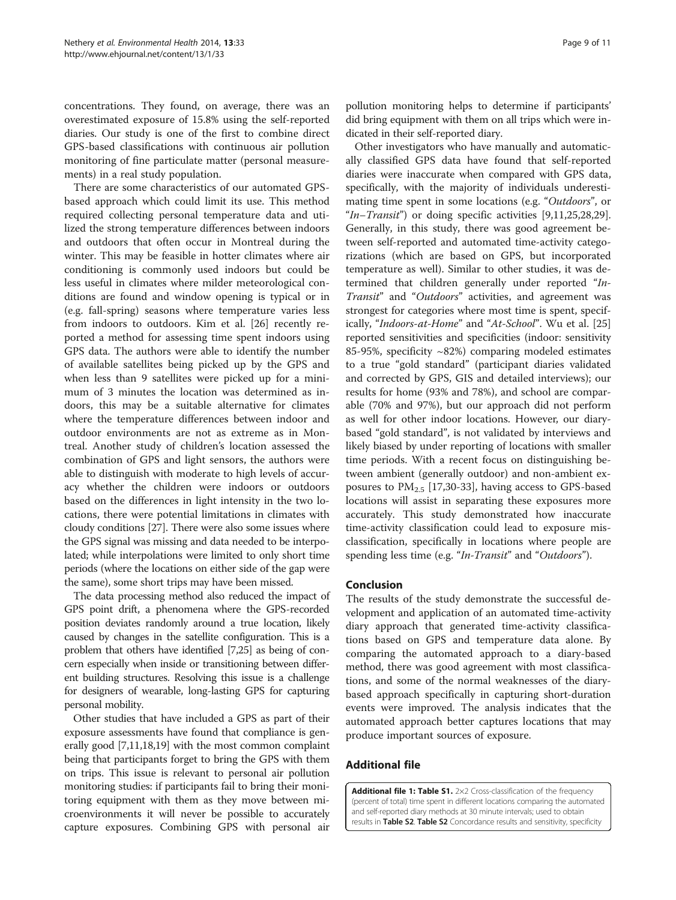concentrations. They found, on average, there was an overestimated exposure of 15.8% using the self-reported diaries. Our study is one of the first to combine direct GPS-based classifications with continuous air pollution monitoring of fine particulate matter (personal measurements) in a real study population.

There are some characteristics of our automated GPS-based approach which could limit its use. This method required collecting personal temperature data and utilized the strong temperature differences between indoors and outdoors that often occur in Montreal during the winter. This may be feasible in hotter climates where air conditioning is commonly used indoors but could be less useful in climates where milder meteorological conditions are found and window opening is typical or in (e.g. fall-spring) seasons where temperature varies less from indoors to outdoors. Kim et al. [26] recently reported a method for assessing time spent indoors using GPS data. The authors were able to identify the number of available satellites being picked up by the GPS and when less than 9 satellites were picked up for a minimum of 3 minutes the location was determined as indoors, this may be a suitable alternative for climates where the temperature differences between indoor and outdoor environments are not as extreme as in Montreal. Another study of children's location assessed the combination of GPS and light sensors, the authors were able to distinguish with moderate to high levels of accuracy whether the children were indoors or outdoors based on the differences in light intensity in the two locations, there were potential limitations in climates with cloudy conditions [27]. There were also some issues where the GPS signal was missing and data needed to be interpolated; while interpolations were limited to only short time periods (where the locations on either side of the gap were the same), some short trips may have been missed.

The data processing method also reduced the impact of GPS point drift, a phenomena where the GPS-recorded position deviates randomly around a true location, likely caused by changes in the satellite configuration. This is a problem that others have identified [7,25] as being of concern especially when inside or transitioning between different building structures. Resolving this issue is a challenge for designers of wearable, long-lasting GPS for capturing personal mobility.

Other studies that have included a GPS as part of their exposure assessments have found that compliance is generally good [7,11,18,19] with the most common complaint being that participants forget to bring the GPS with them on trips. This issue is relevant to personal air pollution monitoring studies: if participants fail to bring their monitoring equipment with them as they move between microenvironments it will never be possible to accurately capture exposures. Combining GPS with personal air pollution monitoring helps to determine if participants' did bring equipment with them on all trips which were indicated in their self-reported diary.

Other investigators who have manually and automatically classified GPS data have found that self-reported diaries were inaccurate when compared with GPS data, specifically, with the majority of individuals underestimating time spent in some locations (e.g. "*Outdoors*", or "*In–Transit*") or doing specific activities [9,11,25,28,29]. Generally, in this study, there was good agreement between self-reported and automated time-activity categorizations (which are based on GPS, but incorporated temperature as well). Similar to other studies, it was determined that children generally under reported "*In-Transit*" and "*Outdoors*" activities, and agreement was strongest for categories where most time is spent, specifically, "*Indoors-at-Home*" and "*At-School*". Wu et al. [25] reported sensitivities and specificities (indoor: sensitivity 85-95%, specificity ~82%) comparing modeled estimates to a true "gold standard" (participant diaries validated and corrected by GPS, GIS and detailed interviews); our results for home (93% and 78%), and school are comparable (70% and 97%), but our approach did not perform as well for other indoor locations. However, our diary-based "gold standard", is not validated by interviews and likely biased by under reporting of locations with smaller time periods. With a recent focus on distinguishing between ambient (generally outdoor) and non-ambient exposures to $PM_{2.5}$ [17,30-33], having access to GPS-based locations will assist in separating these exposures more accurately. This study demonstrated how inaccurate time-activity classification could lead to exposure misclassification, specifically in locations where people are spending less time (e.g. "*In-Transit*" and "*Outdoors*").

## Conclusion

The results of the study demonstrate the successful development and application of an automated time-activity diary approach that generated time-activity classifications based on GPS and temperature data alone. By comparing the automated approach to a diary-based method, there was good agreement with most classifications, and some of the normal weaknesses of the diary-based approach specifically in capturing short-duration events were improved. The analysis indicates that the automated approach better captures locations that may produce important sources of exposure.

## Additional file

**Additional file 1: Table S1.** 2×2 Cross-classification of the frequency (percent of total) time spent in different locations comparing the automated and self-reported diary methods at 30 minute intervals; used to obtain results in **Table S2**. **Table S2** Concordance results and sensitivity, specificity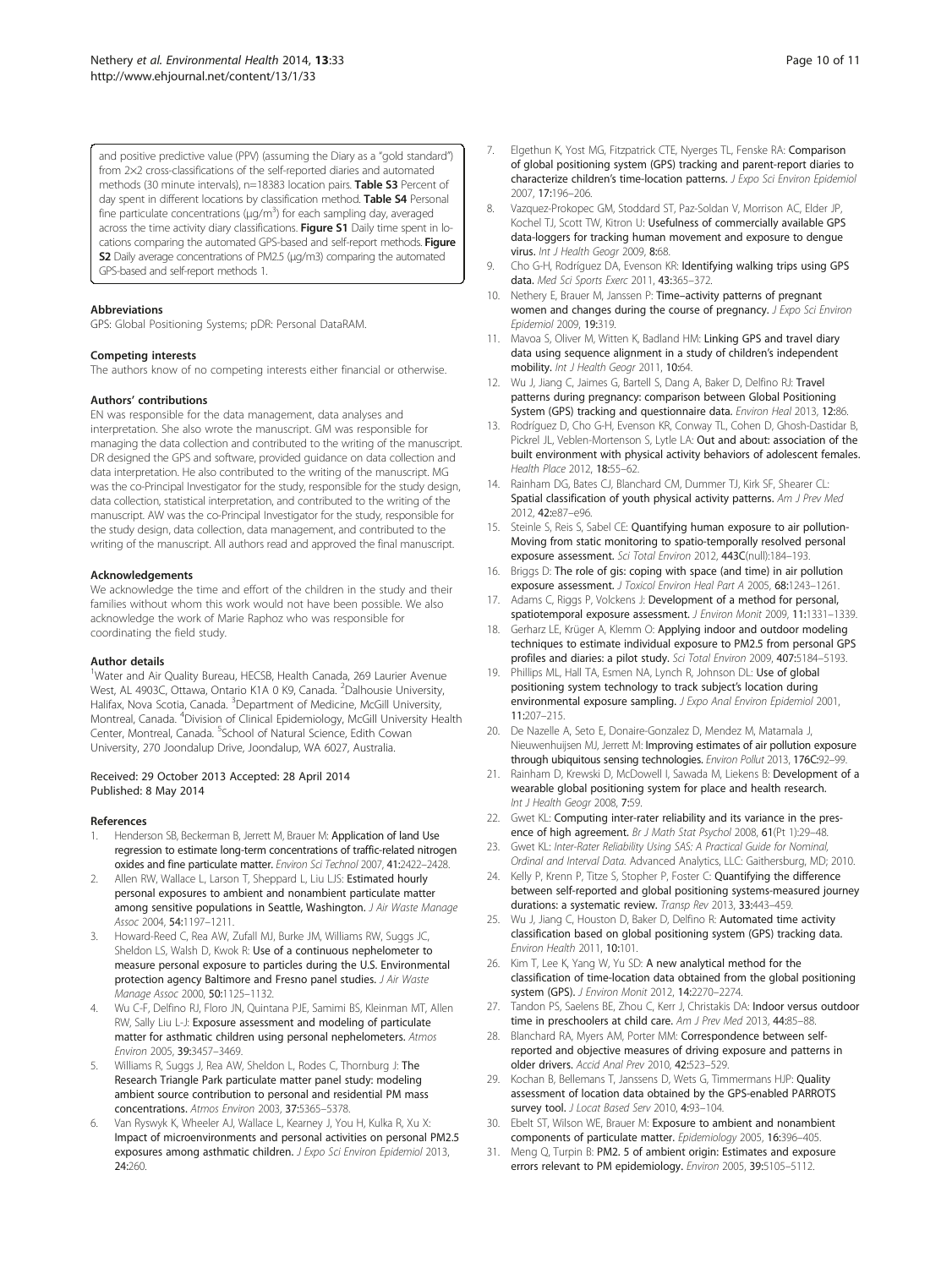and positive predictive value (PPV) (assuming the Diary as a "gold standard") from 2×2 cross-classifications of the self-reported diaries and automated methods (30 minute intervals), n=18383 location pairs. **Table S3** Percent of day spent in different locations by classification method. **Table S4** Personal fine particulate concentrations (μg/m$^3$) for each sampling day, averaged across the time activity diary classifications. **Figure S1** Daily time spent in locations comparing the automated GPS-based and self-report methods. **Figure S2** Daily average concentrations of PM2.5 (μg/m3) comparing the automated GPS-based and self-report methods 1.

#### Abbreviations

GPS: Global Positioning Systems; pDR: Personal DataRAM.

#### Competing interests

The authors know of no competing interests either financial or otherwise.

#### Authors' contributions

EN was responsible for the data management, data analyses and interpretation. She also wrote the manuscript. GM was responsible for managing the data collection and contributed to the writing of the manuscript. DR designed the GPS and software, provided guidance on data collection and data interpretation. He also contributed to the writing of the manuscript. MG was the co-Principal Investigator for the study, responsible for the study design, data collection, statistical interpretation, and contributed to the writing of the manuscript. AW was the co-Principal Investigator for the study, responsible for the study design, data collection, data management, and contributed to the writing of the manuscript. All authors read and approved the final manuscript.

#### Acknowledgements

We acknowledge the time and effort of the children in the study and their families without whom this work would not have been possible. We also acknowledge the work of Marie Raphoz who was responsible for coordinating the field study.

#### Author details

[1]Water and Air Quality Bureau, HECSB, Health Canada, 269 Laurier Avenue West, AL 4903C, Ottawa, Ontario K1A 0 K9, Canada. [2]Dalhousie University, Halifax, Nova Scotia, Canada. [3]Department of Medicine, McGill University, Montreal, Canada. [4]Division of Clinical Epidemiology, McGill University Health Center, Montreal, Canada. [5]School of Natural Science, Edith Cowan University, 270 Joondalup Drive, Joondalup, WA 6027, Australia.

Received: 29 October 2013 Accepted: 28 April 2014
Published: 8 May 2014

#### References

1. Henderson SB, Beckerman B, Jerrett M, Brauer M: **Application of land Use regression to estimate long-term concentrations of traffic-related nitrogen oxides and fine particulate matter.** *Environ Sci Technol* 2007, **41**:2422–2428.
2. Allen RW, Wallace L, Larson T, Sheppard L, Liu LJS: **Estimated hourly personal exposures to ambient and nonambient particulate matter among sensitive populations in Seattle, Washington.** *J Air Waste Manage Assoc* 2004, **54**:1197–1211.
3. Howard-Reed C, Rea AW, Zufall MJ, Burke JM, Williams RW, Suggs JC, Sheldon LS, Walsh D, Kwok R: **Use of a continuous nephelometer to measure personal exposure to particles during the U.S. Environmental protection agency Baltimore and Fresno panel studies.** *J Air Waste Manage Assoc* 2000, **50**:1125–1132.
4. Wu C-F, Delfino RJ, Floro JN, Quintana PJE, Samimi BS, Kleinman MT, Allen RW, Sally Liu L-J: **Exposure assessment and modeling of particulate matter for asthmatic children using personal nephelometers.** *Atmos Environ* 2005, **39**:3457–3469.
5. Williams R, Suggs J, Rea AW, Sheldon L, Rodes C, Thornburg J: **The Research Triangle Park particulate matter panel study: modeling ambient source contribution to personal and residential PM mass concentrations.** *Atmos Environ* 2003, **37**:5365–5378.
6. Van Ryswyk K, Wheeler AJ, Wallace L, Kearney J, You H, Kulka R, Xu X: **Impact of microenvironments and personal activities on personal PM2.5 exposures among asthmatic children.** *J Expo Sci Environ Epidemiol* 2013, **24**:260.
7. Elgethun K, Yost MG, Fitzpatrick CTE, Nyerges TL, Fenske RA: **Comparison of global positioning system (GPS) tracking and parent-report diaries to characterize children's time-location patterns.** *J Expo Sci Environ Epidemiol* 2007, **17**:196–206.
8. Vazquez-Prokopec GM, Stoddard ST, Paz-Soldan V, Morrison AC, Elder JP, Kochel TJ, Scott TW, Kitron U: **Usefulness of commercially available GPS data-loggers for tracking human movement and exposure to dengue virus.** *Int J Health Geogr* 2009, **8**:68.
9. Cho G-H, Rodríguez DA, Evenson KR: **Identifying walking trips using GPS data.** *Med Sci Sports Exerc* 2011, **43**:365–372.
10. Nethery E, Brauer M, Janssen P: **Time–activity patterns of pregnant women and changes during the course of pregnancy.** *J Expo Sci Environ Epidemiol* 2009, **19**:319.
11. Mavoa S, Oliver M, Witten K, Badland HM: **Linking GPS and travel diary data using sequence alignment in a study of children's independent mobility.** *Int J Health Geogr* 2011, **10**:64.
12. Wu J, Jiang C, Jaimes G, Bartell S, Dang A, Baker D, Delfino RJ: **Travel patterns during pregnancy: comparison between Global Positioning System (GPS) tracking and questionnaire data.** *Environ Heal* 2013, **12**:86.
13. Rodríguez D, Cho G-H, Evenson KR, Conway TL, Cohen D, Ghosh-Dastidar B, Pickrel JL, Veblen-Mortenson S, Lytle LA: **Out and about: association of the built environment with physical activity behaviors of adolescent females.** *Health Place* 2012, **18**:55–62.
14. Rainham DG, Bates CJ, Blanchard CM, Dummer TJ, Kirk SF, Shearer CL: **Spatial classification of youth physical activity patterns.** *Am J Prev Med* 2012, **42**:e87–e96.
15. Steinle S, Reis S, Sabel CE: **Quantifying human exposure to air pollution-Moving from static monitoring to spatio-temporally resolved personal exposure assessment.** *Sci Total Environ* 2012, **443C**(null):184–193.
16. Briggs D: **The role of gis: coping with space (and time) in air pollution exposure assessment.** *J Toxicol Environ Heal Part A* 2005, **68**:1243–1261.
17. Adams C, Riggs P, Volckens J: **Development of a method for personal, spatiotemporal exposure assessment.** *J Environ Monit* 2009, **11**:1331–1339.
18. Gerharz LE, Krüger A, Klemm O: **Applying indoor and outdoor modeling techniques to estimate individual exposure to PM2.5 from personal GPS profiles and diaries: a pilot study.** *Sci Total Environ* 2009, **407**:5184–5193.
19. Phillips ML, Hall TA, Esmen NA, Lynch R, Johnson DL: **Use of global positioning system technology to track subject's location during environmental exposure sampling.** *J Expo Anal Environ Epidemiol* 2001, **11**:207–215.
20. De Nazelle A, Seto E, Donaire-Gonzalez D, Mendez M, Matamala J, Nieuwenhuijsen MJ, Jerrett M: **Improving estimates of air pollution exposure through ubiquitous sensing technologies.** *Environ Pollut* 2013, **176C**:92–99.
21. Rainham D, Krewski D, McDowell I, Sawada M, Liekens B: **Development of a wearable global positioning system for place and health research.** *Int J Health Geogr* 2008, **7**:59.
22. Gwet KL: **Computing inter-rater reliability and its variance in the presence of high agreement.** *Br J Math Stat Psychol* 2008, **61**(Pt 1):29–48.
23. Gwet KL: *Inter-Rater Reliability Using SAS: A Practical Guide for Nominal, Ordinal and Interval Data.* Advanced Analytics, LLC: Gaithersburg, MD; 2010.
24. Kelly P, Krenn P, Titze S, Stopher P, Foster C: **Quantifying the difference between self-reported and global positioning systems-measured journey durations: a systematic review.** *Transp Rev* 2013, **33**:443–459.
25. Wu J, Jiang C, Houston D, Baker D, Delfino R: **Automated time activity classification based on global positioning system (GPS) tracking data.** *Environ Health* 2011, **10**:101.
26. Kim T, Lee K, Yang W, Yu SD: **A new analytical method for the classification of time-location data obtained from the global positioning system (GPS).** *J Environ Monit* 2012, **14**:2270–2274.
27. Tandon PS, Saelens BE, Zhou C, Kerr J, Christakis DA: **Indoor versus outdoor time in preschoolers at child care.** *Am J Prev Med* 2013, **44**:85–88.
28. Blanchard RA, Myers AM, Porter MM: **Correspondence between self-reported and objective measures of driving exposure and patterns in older drivers.** *Accid Anal Prev* 2010, **42**:523–529.
29. Kochan B, Bellemans T, Janssens D, Wets G, Timmermans HJP: **Quality assessment of location data obtained by the GPS-enabled PARROTS survey tool.** *J Locat Based Serv* 2010, **4**:93–104.
30. Ebelt ST, Wilson WE, Brauer M: **Exposure to ambient and nonambient components of particulate matter.** *Epidemiology* 2005, **16**:396–405.
31. Meng Q, Turpin B: **PM2. 5 of ambient origin: Estimates and exposure errors relevant to PM epidemiology.** *Environ* 2005, **39**:5105–5112.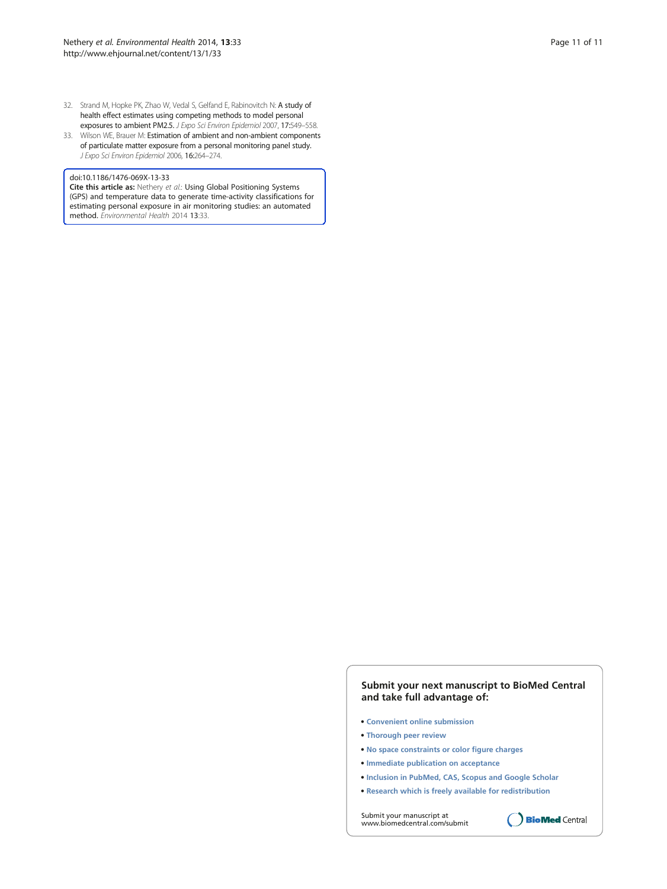32. Strand M, Hopke PK, Zhao W, Vedal S, Gelfand E, Rabinovitch N: **A study of health effect estimates using competing methods to model personal exposures to ambient PM2.5.** *J Expo Sci Environ Epidemiol* 2007, **17:**549–558.
33. Wilson WE, Brauer M: **Estimation of ambient and non-ambient components of particulate matter exposure from a personal monitoring panel study.** *J Expo Sci Environ Epidemiol* 2006, **16:**264–274.

doi:10.1186/1476-069X-13-33
**Cite this article as:** Nethery *et al.*: **Using Global Positioning Systems (GPS) and temperature data to generate time-activity classifications for estimating personal exposure in air monitoring studies: an automated method.** *Environmental Health* 2014 **13**:33.

**Submit your next manuscript to BioMed Central and take full advantage of:**

- **Convenient online submission**
- **Thorough peer review**
- **No space constraints or color figure charges**
- **Immediate publication on acceptance**
- **Inclusion in PubMed, CAS, Scopus and Google Scholar**
- **Research which is freely available for redistribution**

Submit your manuscript at
www.biomedcentral.com/submit

BioMed Central